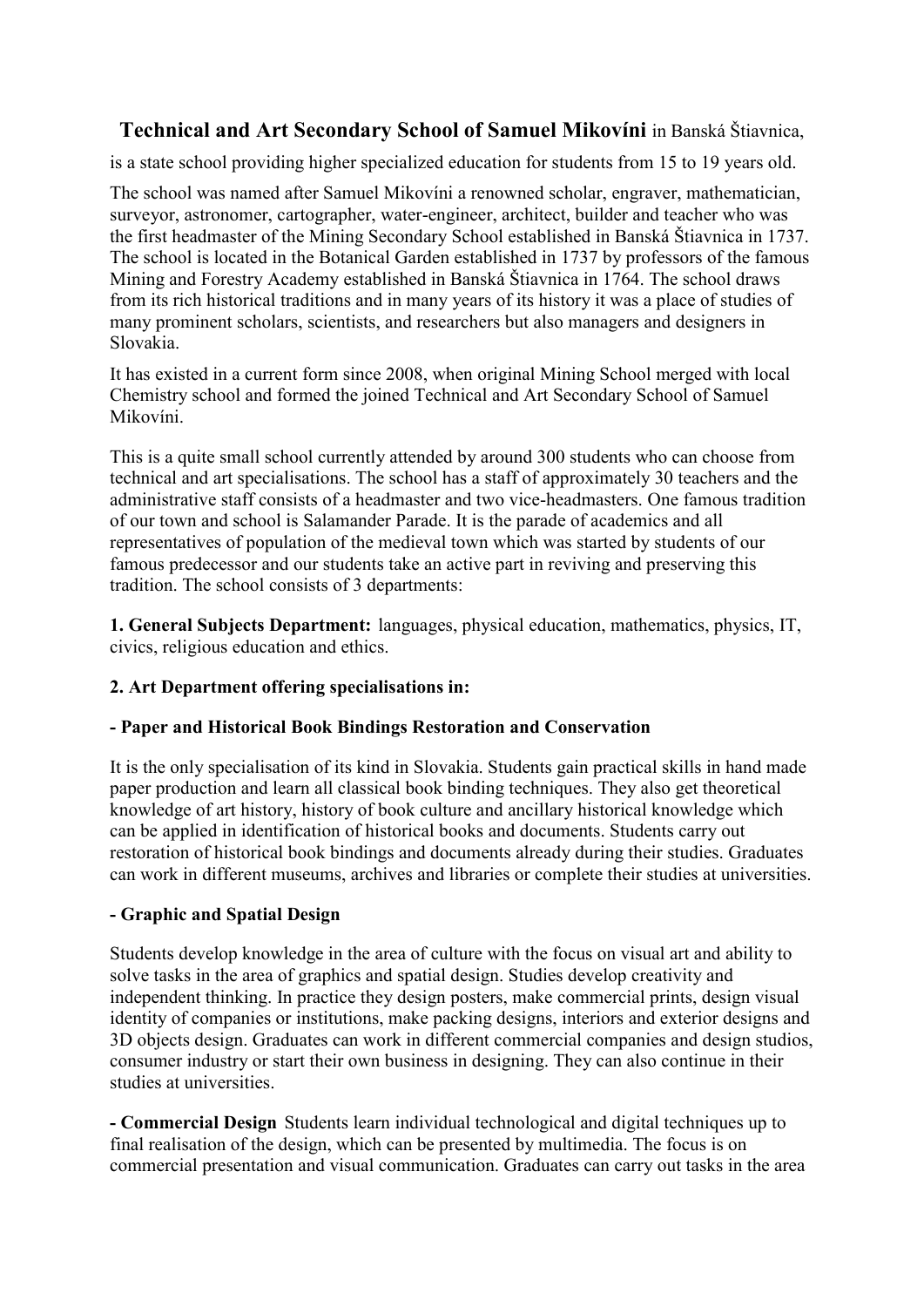**Technical and Art Secondary School of Samuel Mikovíni** in Banská Štiavnica,

is a state school providing higher specialized education for students from 15 to 19 years old.

The school was named after Samuel Mikovíni a renowned scholar, engraver, mathematician, surveyor, astronomer, cartographer, water-engineer, architect, builder and teacher who was the first headmaster of the Mining Secondary School established in Banská Štiavnica in 1737. The school is located in the Botanical Garden established in 1737 by professors of the famous Mining and Forestry Academy established in Banská Štiavnica in 1764. The school draws from its rich historical traditions and in many years of its history it was a place of studies of many prominent scholars, scientists, and researchers but also managers and designers in Slovakia.

It has existed in a current form since 2008, when original Mining School merged with local Chemistry school and formed the joined Technical and Art Secondary School of Samuel Mikovíni.

This is a quite small school currently attended by around 300 students who can choose from technical and art specialisations. The school has a staff of approximately 30 teachers and the administrative staff consists of a headmaster and two vice-headmasters. One famous tradition of our town and school is Salamander Parade. It is the parade of academics and all representatives of population of the medieval town which was started by students of our famous predecessor and our students take an active part in reviving and preserving this tradition. The school consists of 3 departments:

**1. General Subjects Department:** languages, physical education, mathematics, physics, IT, civics, religious education and ethics.

**2. Art Department offering specialisations in:**

**- Paper and Historical Book Bindings Restoration and Conservation**

It is the only specialisation of its kind in Slovakia. Students gain practical skills in hand made paper production and learn all classical book binding techniques. They also get theoretical knowledge of art history, history of book culture and ancillary historical knowledge which can be applied in identification of historical books and documents. Students carry out restoration of historical book bindings and documents already during their studies. Graduates can work in different museums, archives and libraries or complete their studies at universities.

**- Graphic and Spatial Design**

Students develop knowledge in the area of culture with the focus on visual art and ability to solve tasks in the area of graphics and spatial design. Studies develop creativity and independent thinking. In practice they design posters, make commercial prints, design visual identity of companies or institutions, make packing designs, interiors and exterior designs and 3D objects design. Graduates can work in different commercial companies and design studios, consumer industry or start their own business in designing. They can also continue in their studies at universities.

**- Commercial Design** Students learn individual technological and digital techniques up to final realisation of the design, which can be presented by multimedia. The focus is on commercial presentation and visual communication. Graduates can carry out tasks in the area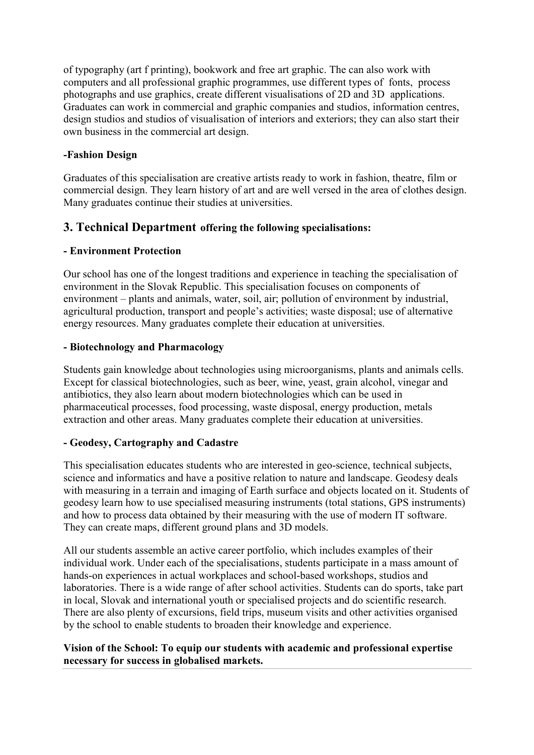of typography (art f printing), bookwork and free art graphic. The can also work with computers and all professional graphic programmes, use different types of fonts, process photographs and use graphics, create different visualisations of 2D and 3D applications. Graduates can work in commercial and graphic companies and studios, information centres, design studios and studios of visualisation of interiors and exteriors; they can also start their own business in the commercial art design.

**-Fashion Design**

Graduates of this specialisation are creative artists ready to work in fashion, theatre, film or commercial design. They learn history of art and are well versed in the area of clothes design. Many graduates continue their studies at universities.

## 3. Technical Department offering the following specialisations:

**- Environment Protection**

Our school has one of the longest traditions and experience in teaching the specialisation of environment in the Slovak Republic. This specialisation focuses on components of environment – plants and animals, water, soil, air; pollution of environment by industrial, agricultural production, transport and people's activities; waste disposal; use of alternative energy resources. Many graduates complete their education at universities.

**- Biotechnology and Pharmacology**

Students gain knowledge about technologies using microorganisms, plants and animals cells. Except for classical biotechnologies, such as beer, wine, yeast, grain alcohol, vinegar and antibiotics, they also learn about modern biotechnologies which can be used in pharmaceutical processes, food processing, waste disposal, energy production, metals extraction and other areas. Many graduates complete their education at universities.

**- Geodesy, Cartography and Cadastre**

This specialisation educates students who are interested in geo-science, technical subjects, science and informatics and have a positive relation to nature and landscape. Geodesy deals with measuring in a terrain and imaging of Earth surface and objects located on it. Students of geodesy learn how to use specialised measuring instruments (total stations, GPS instruments) and how to process data obtained by their measuring with the use of modern IT software. They can create maps, different ground plans and 3D models.

All our students assemble an active career portfolio, which includes examples of their individual work. Under each of the specialisations, students participate in a mass amount of hands-on experiences in actual workplaces and school-based workshops, studios and laboratories. There is a wide range of after school activities. Students can do sports, take part in local, Slovak and international youth or specialised projects and do scientific research. There are also plenty of excursions, field trips, museum visits and other activities organised by the school to enable students to broaden their knowledge and experience.

**Vision of the School: To equip our students with academic and professional expertise necessary for success in globalised markets.**